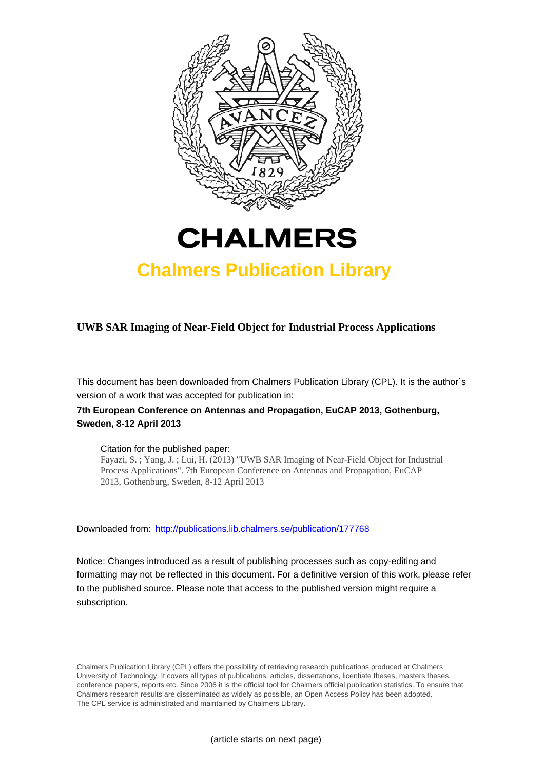# CHALMERS

## Chalmers Publication Library

**UWB SAR Imaging of Near-Field Object for Industrial Process Applications**

This document has been downloaded from Chalmers Publication Library (CPL). It is the author´s version of a work that was accepted for publication in:

**7th European Conference on Antennas and Propagation, EuCAP 2013, Gothenburg, Sweden, 8-12 April 2013**

Citation for the published paper:
Fayazi, S. ; Yang, J. ; Lui, H. (2013) "UWB SAR Imaging of Near-Field Object for Industrial Process Applications". 7th European Conference on Antennas and Propagation, EuCAP 2013, Gothenburg, Sweden, 8-12 April 2013

Downloaded from: http://publications.lib.chalmers.se/publication/177768

Notice: Changes introduced as a result of publishing processes such as copy-editing and formatting may not be reflected in this document. For a definitive version of this work, please refer to the published source. Please note that access to the published version might require a subscription.

Chalmers Publication Library (CPL) offers the possibility of retrieving research publications produced at Chalmers University of Technology. It covers all types of publications: articles, dissertations, licentiate theses, masters theses, conference papers, reports etc. Since 2006 it is the official tool for Chalmers official publication statistics. To ensure that Chalmers research results are disseminated as widely as possible, an Open Access Policy has been adopted. The CPL service is administrated and maintained by Chalmers Library.

(article starts on next page)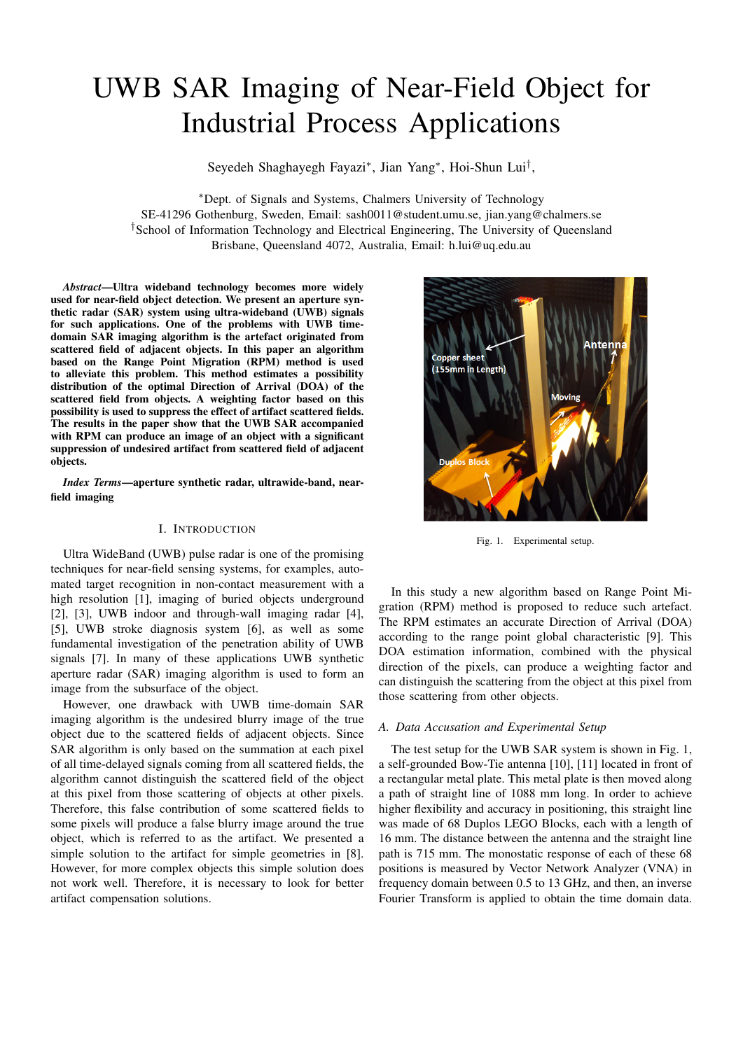# UWB SAR Imaging of Near-Field Object for Industrial Process Applications

Seyedeh Shaghayegh Fayazi*, Jian Yang*, Hoi-Shun Lui†,

*Dept. of Signals and Systems, Chalmers University of Technology
SE-41296 Gothenburg, Sweden, Email: sash0011@student.umu.se, jian.yang@chalmers.se
†School of Information Technology and Electrical Engineering, The University of Queensland
Brisbane, Queensland 4072, Australia, Email: h.lui@uq.edu.au

***Abstract*—Ultra wideband technology becomes more widely used for near-field object detection. We present an aperture synthetic radar (SAR) system using ultra-wideband (UWB) signals for such applications. One of the problems with UWB time-domain SAR imaging algorithm is the artefact originated from scattered field of adjacent objects. In this paper an algorithm based on the Range Point Migration (RPM) method is used to alleviate this problem. This method estimates a possibility distribution of the optimal Direction of Arrival (DOA) of the scattered field from objects. A weighting factor based on this possibility is used to suppress the effect of artifact scattered fields. The results in the paper show that the UWB SAR accompanied with RPM can produce an image of an object with a significant suppression of undesired artifact from scattered field of adjacent objects.**

***Index Terms*—aperture synthetic radar, ultrawide-band, near-field imaging**

## I. Introduction

Ultra WideBand (UWB) pulse radar is one of the promising techniques for near-field sensing systems, for examples, automated target recognition in non-contact measurement with a high resolution [1], imaging of buried objects underground [2], [3], UWB indoor and through-wall imaging radar [4], [5], UWB stroke diagnosis system [6], as well as some fundamental investigation of the penetration ability of UWB signals [7]. In many of these applications UWB synthetic aperture radar (SAR) imaging algorithm is used to form an image from the subsurface of the object.

However, one drawback with UWB time-domain SAR imaging algorithm is the undesired blurry image of the true object due to the scattered fields of adjacent objects. Since SAR algorithm is only based on the summation at each pixel of all time-delayed signals coming from all scattered fields, the algorithm cannot distinguish the scattered field of the object at this pixel from those scattering of objects at other pixels. Therefore, this false contribution of some scattered fields to some pixels will produce a false blurry image around the true object, which is referred to as the artifact. We presented a simple solution to the artifact for simple geometries in [8]. However, for more complex objects this simple solution does not work well. Therefore, it is necessary to look for better artifact compensation solutions.

Fig. 1. Experimental setup.

In this study a new algorithm based on Range Point Migration (RPM) method is proposed to reduce such artefact. The RPM estimates an accurate Direction of Arrival (DOA) according to the range point global characteristic [9]. This DOA estimation information, combined with the physical direction of the pixels, can produce a weighting factor and can distinguish the scattering from the object at this pixel from those scattering from other objects.

### A. Data Accusation and Experimental Setup

The test setup for the UWB SAR system is shown in Fig. 1, a self-grounded Bow-Tie antenna [10], [11] located in front of a rectangular metal plate. This metal plate is then moved along a path of straight line of 1088 mm long. In order to achieve higher flexibility and accuracy in positioning, this straight line was made of 68 Duplos LEGO Blocks, each with a length of 16 mm. The distance between the antenna and the straight line path is 715 mm. The monostatic response of each of these 68 positions is measured by Vector Network Analyzer (VNA) in frequency domain between 0.5 to 13 GHz, and then, an inverse Fourier Transform is applied to obtain the time domain data.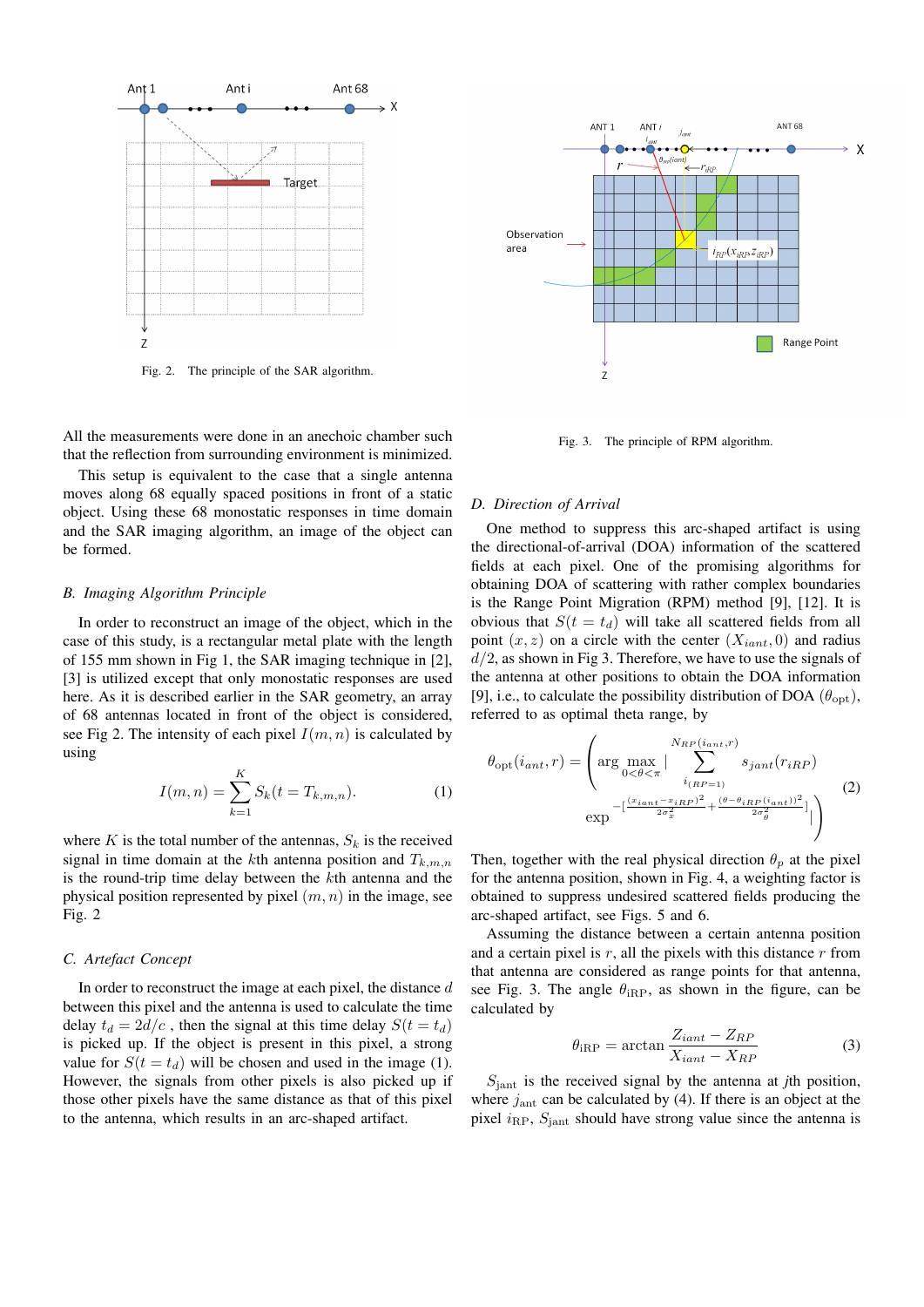Fig. 2. The principle of the SAR algorithm.

All the measurements were done in an anechoic chamber such that the reflection from surrounding environment is minimized.

This setup is equivalent to the case that a single antenna moves along 68 equally spaced positions in front of a static object. Using these 68 monostatic responses in time domain and the SAR imaging algorithm, an image of the object can be formed.

### B. Imaging Algorithm Principle

In order to reconstruct an image of the object, which in the case of this study, is a rectangular metal plate with the length of 155 mm shown in Fig 1, the SAR imaging technique in [2], [3] is utilized except that only monostatic responses are used here. As it is described earlier in the SAR geometry, an array of 68 antennas located in front of the object is considered, see Fig 2. The intensity of each pixel $I(m,n)$ is calculated by using

$$I(m,n) = \sum_{k=1}^{K} S_k(t = T_{k,m,n}). \tag{1}$$

where $K$ is the total number of the antennas, $S_k$ is the received signal in time domain at the $k$th antenna position and $T_{k,m,n}$ is the round-trip time delay between the $k$th antenna and the physical position represented by pixel $(m,n)$ in the image, see Fig. 2

### C. Artefact Concept

In order to reconstruct the image at each pixel, the distance $d$ between this pixel and the antenna is used to calculate the time delay $t_d = 2d/c$ , then the signal at this time delay $S(t = t_d)$ is picked up. If the object is present in this pixel, a strong value for $S(t = t_d)$ will be chosen and used in the image (1). However, the signals from other pixels is also picked up if those other pixels have the same distance as that of this pixel to the antenna, which results in an arc-shaped artifact.

Fig. 3. The principle of RPM algorithm.

### D. Direction of Arrival

One method to suppress this arc-shaped artifact is using the directional-of-arrival (DOA) information of the scattered fields at each pixel. One of the promising algorithms for obtaining DOA of scattering with rather complex boundaries is the Range Point Migration (RPM) method [9], [12]. It is obvious that $S(t = t_d)$ will take all scattered fields from all point $(x,z)$ on a circle with the center $(X_{iant}, 0)$ and radius $d/2$, as shown in Fig 3. Therefore, we have to use the signals of the antenna at other positions to obtain the DOA information [9], i.e., to calculate the possibility distribution of DOA ($\theta_{\rm opt}$), referred to as optimal theta range, by

$$\theta_{\rm opt}(i_{ant}, r) = \left( \arg \max_{0<\theta<\pi} \left| \sum_{i_{(RP=1)}}^{N_{RP}(i_{ant},r)} s_{jant}(r_{iRP}) \exp^{-\left[\frac{(x_{iant}-x_{iRP})^2}{2\sigma_x^2} + \frac{(\theta-\theta_{iRP}(i_{ant}))^2}{2\sigma_\theta^2}\right]} \right| \right) \tag{2}$$

Then, together with the real physical direction $\theta_p$ at the pixel for the antenna position, shown in Fig. 4, a weighting factor is obtained to suppress undesired scattered fields producing the arc-shaped artifact, see Figs. 5 and 6.

Assuming the distance between a certain antenna position and a certain pixel is $r$, all the pixels with this distance $r$ from that antenna are considered as range points for that antenna, see Fig. 3. The angle $\theta_{\rm iRP}$, as shown in the figure, can be calculated by

$$\theta_{\rm iRP} = \arctan \frac{Z_{iant} - Z_{RP}}{X_{iant} - X_{RP}} \tag{3}$$

$S_{\rm jant}$ is the received signal by the antenna at $j$th position, where $j_{\rm ant}$ can be calculated by (4). If there is an object at the pixel $i_{\rm RP}$, $S_{\rm jant}$ should have strong value since the antenna is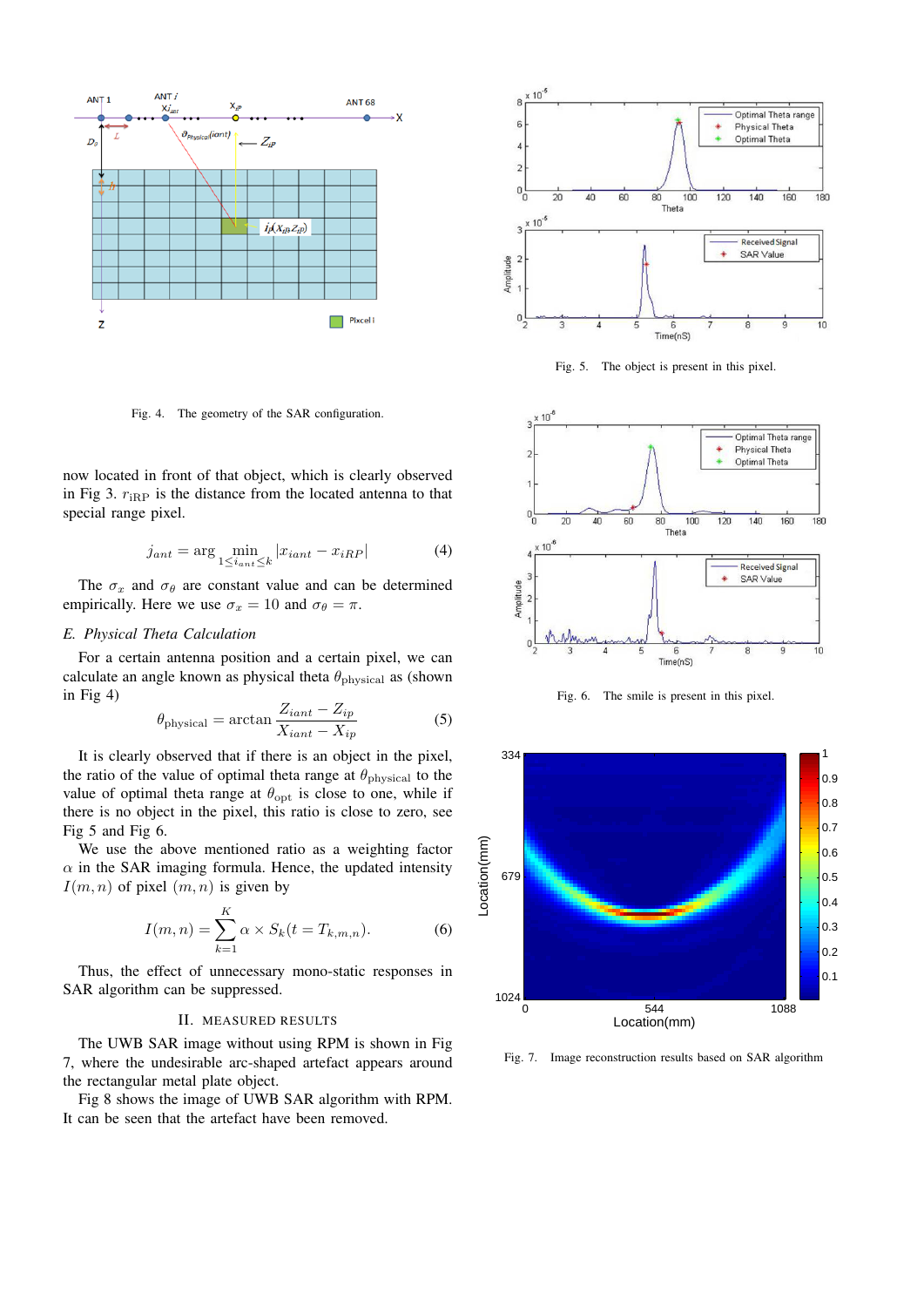Fig. 4. The geometry of the SAR configuration.

now located in front of that object, which is clearly observed in Fig 3. $r_{\text{iRP}}$ is the distance from the located antenna to that special range pixel.

$$j_{ant} = \arg \min_{1 \leq i_{ant} \leq k} |x_{iant} - x_{iRP}| \tag{4}$$

The $\sigma_x$ and $\sigma_\theta$ are constant value and can be determined empirically. Here we use $\sigma_x = 10$ and $\sigma_\theta = \pi$.

### *E. Physical Theta Calculation*

For a certain antenna position and a certain pixel, we can calculate an angle known as physical theta $\theta_{\text{physical}}$ as (shown in Fig 4)

$$\theta_{\text{physical}} = \arctan \frac{Z_{iant} - Z_{ip}}{X_{iant} - X_{ip}} \tag{5}$$

It is clearly observed that if there is an object in the pixel, the ratio of the value of optimal theta range at $\theta_{\text{physical}}$ to the value of optimal theta range at $\theta_{\text{opt}}$ is close to one, while if there is no object in the pixel, this ratio is close to zero, see Fig 5 and Fig 6.

We use the above mentioned ratio as a weighting factor $\alpha$ in the SAR imaging formula. Hence, the updated intensity $I(m, n)$ of pixel $(m, n)$ is given by

$$I(m, n) = \sum_{k=1}^{K} \alpha \times S_k(t = T_{k,m,n}). \tag{6}$$

Thus, the effect of unnecessary mono-static responses in SAR algorithm can be suppressed.

## II. Measured Results

The UWB SAR image without using RPM is shown in Fig 7, where the undesirable arc-shaped artefact appears around the rectangular metal plate object.

Fig 8 shows the image of UWB SAR algorithm with RPM. It can be seen that the artefact have been removed.

Fig. 5. The object is present in this pixel.

Fig. 6. The smile is present in this pixel.

Fig. 7. Image reconstruction results based on SAR algorithm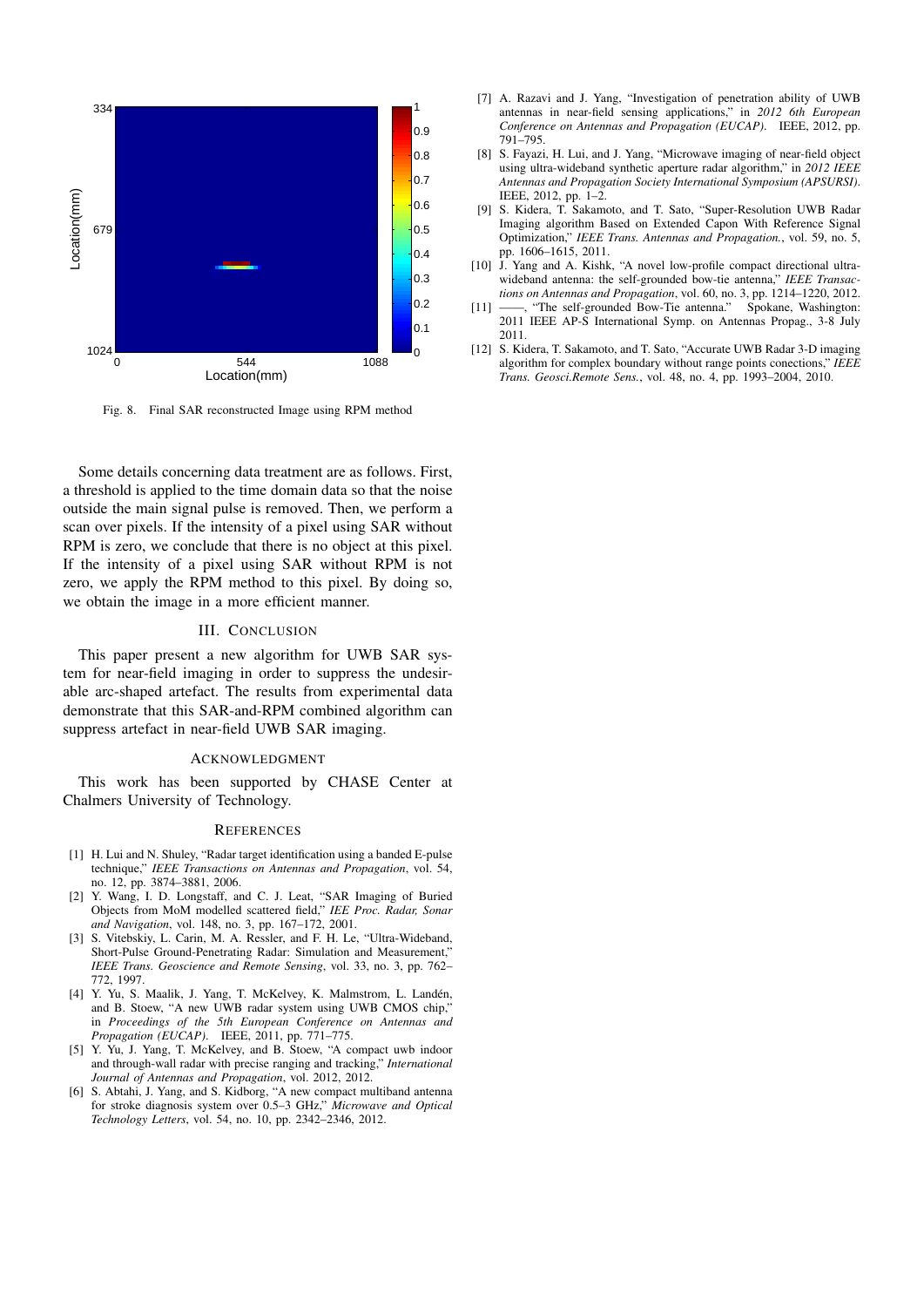334

679

1024

0

544

1088

Location(mm)

Location(mm)

1

0.9

0.8

0.7

0.6

0.5

0.4

0.3

0.2

0.1

0

Fig. 8. Final SAR reconstructed Image using RPM method

Some details concerning data treatment are as follows. First, a threshold is applied to the time domain data so that the noise outside the main signal pulse is removed. Then, we perform a scan over pixels. If the intensity of a pixel using SAR without RPM is zero, we conclude that there is no object at this pixel. If the intensity of a pixel using SAR without RPM is not zero, we apply the RPM method to this pixel. By doing so, we obtain the image in a more efficient manner.

## III. Conclusion

This paper present a new algorithm for UWB SAR system for near-field imaging in order to suppress the undesirable arc-shaped artefact. The results from experimental data demonstrate that this SAR-and-RPM combined algorithm can suppress artefact in near-field UWB SAR imaging.

## Acknowledgment

This work has been supported by CHASE Center at Chalmers University of Technology.

## References

[1] H. Lui and N. Shuley, "Radar target identification using a banded E-pulse technique," *IEEE Transactions on Antennas and Propagation*, vol. 54, no. 12, pp. 3874–3881, 2006.

[2] Y. Wang, I. D. Longstaff, and C. J. Leat, "SAR Imaging of Buried Objects from MoM modelled scattered field," *IEE Proc. Radar, Sonar and Navigation*, vol. 148, no. 3, pp. 167–172, 2001.

[3] S. Vitebskiy, L. Carin, M. A. Ressler, and F. H. Le, "Ultra-Wideband, Short-Pulse Ground-Penetrating Radar: Simulation and Measurement," *IEEE Trans. Geoscience and Remote Sensing*, vol. 33, no. 3, pp. 762–772, 1997.

[4] Y. Yu, S. Maalik, J. Yang, T. McKelvey, K. Malmstrom, L. Landén, and B. Stoew, "A new UWB radar system using UWB CMOS chip," in *Proceedings of the 5th European Conference on Antennas and Propagation (EUCAP)*. IEEE, 2011, pp. 771–775.

[5] Y. Yu, J. Yang, T. McKelvey, and B. Stoew, "A compact uwb indoor and through-wall radar with precise ranging and tracking," *International Journal of Antennas and Propagation*, vol. 2012, 2012.

[6] S. Abtahi, J. Yang, and S. Kidborg, "A new compact multiband antenna for stroke diagnosis system over 0.5–3 GHz," *Microwave and Optical Technology Letters*, vol. 54, no. 10, pp. 2342–2346, 2012.

[7] A. Razavi and J. Yang, "Investigation of penetration ability of UWB antennas in near-field sensing applications," in *2012 6th European Conference on Antennas and Propagation (EUCAP)*. IEEE, 2012, pp. 791–795.

[8] S. Fayazi, H. Lui, and J. Yang, "Microwave imaging of near-field object using ultra-wideband synthetic aperture radar algorithm," in *2012 IEEE Antennas and Propagation Society International Symposium (APSURSI)*. IEEE, 2012, pp. 1–2.

[9] S. Kidera, T. Sakamoto, and T. Sato, "Super-Resolution UWB Radar Imaging algorithm Based on Extended Capon With Reference Signal Optimization," *IEEE Trans. Antennas and Propagation.*, vol. 59, no. 5, pp. 1606–1615, 2011.

[10] J. Yang and A. Kishk, "A novel low-profile compact directional ultra-wideband antenna: the self-grounded bow-tie antenna," *IEEE Transactions on Antennas and Propagation*, vol. 60, no. 3, pp. 1214–1220, 2012.

[11] ——, "The self-grounded Bow-Tie antenna." Spokane, Washington: 2011 IEEE AP-S International Symp. on Antennas Propag., 3-8 July 2011.

[12] S. Kidera, T. Sakamoto, and T. Sato, "Accurate UWB Radar 3-D imaging algorithm for complex boundary without range points conections," *IEEE Trans. Geosci.Remote Sens.*, vol. 48, no. 4, pp. 1993–2004, 2010.